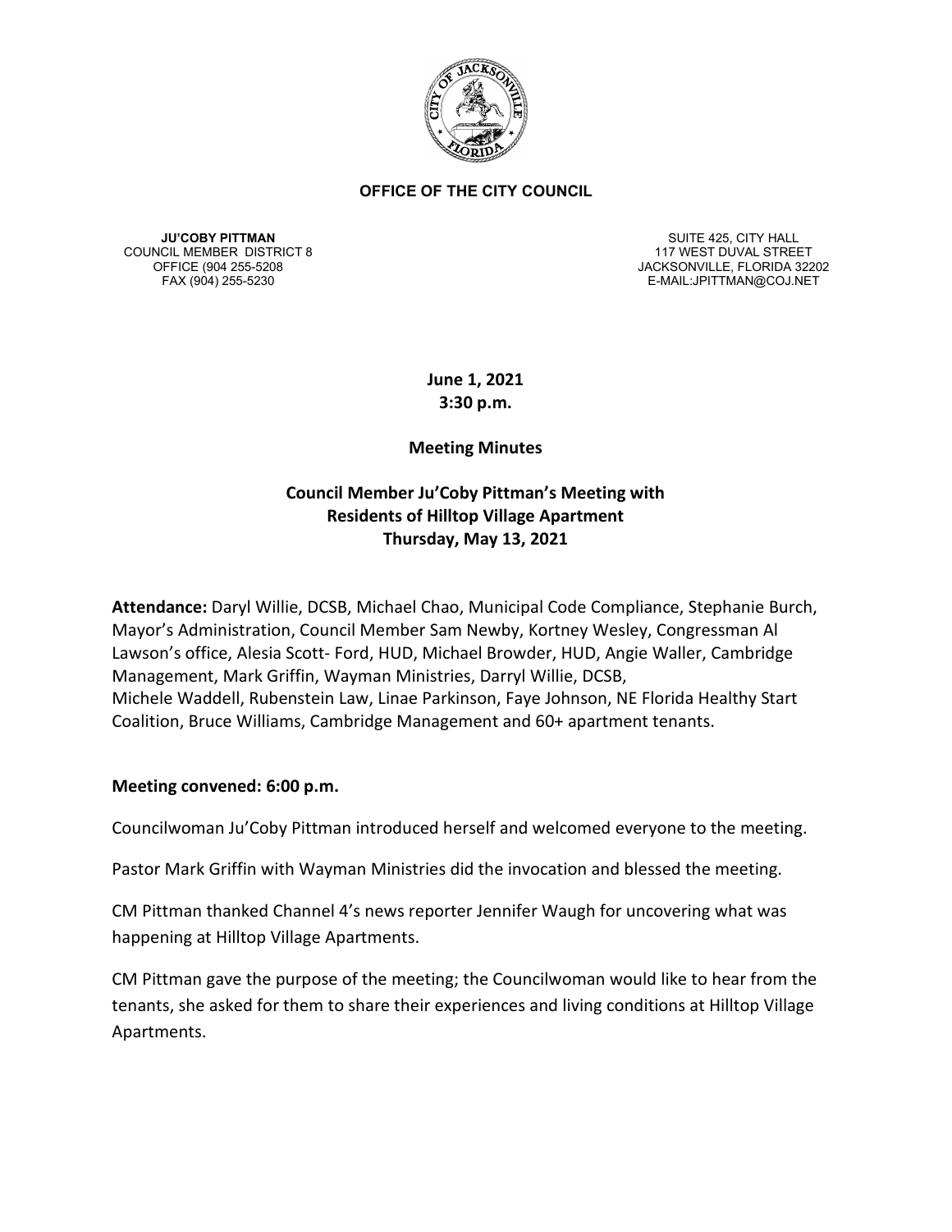**OFFICE OF THE CITY COUNCIL**

**JU'COBY PITTMAN**
COUNCIL MEMBER DISTRICT 8
OFFICE (904 255-5208
FAX (904) 255-5230

SUITE 425, CITY HALL
117 WEST DUVAL STREET
JACKSONVILLE, FLORIDA 32202
E-MAIL:JPITTMAN@COJ.NET

**June 1, 2021**
**3:30 p.m.**

**Meeting Minutes**

**Council Member Ju'Coby Pittman's Meeting with Residents of Hilltop Village Apartment Thursday, May 13, 2021**

**Attendance:** Daryl Willie, DCSB, Michael Chao, Municipal Code Compliance, Stephanie Burch, Mayor's Administration, Council Member Sam Newby, Kortney Wesley, Congressman Al Lawson's office, Alesia Scott- Ford, HUD, Michael Browder, HUD, Angie Waller, Cambridge Management, Mark Griffin, Wayman Ministries, Darryl Willie, DCSB, Michele Waddell, Rubenstein Law, Linae Parkinson, Faye Johnson, NE Florida Healthy Start Coalition, Bruce Williams, Cambridge Management and 60+ apartment tenants.

**Meeting convened: 6:00 p.m.**

Councilwoman Ju'Coby Pittman introduced herself and welcomed everyone to the meeting.

Pastor Mark Griffin with Wayman Ministries did the invocation and blessed the meeting.

CM Pittman thanked Channel 4's news reporter Jennifer Waugh for uncovering what was happening at Hilltop Village Apartments.

CM Pittman gave the purpose of the meeting; the Councilwoman would like to hear from the tenants, she asked for them to share their experiences and living conditions at Hilltop Village Apartments.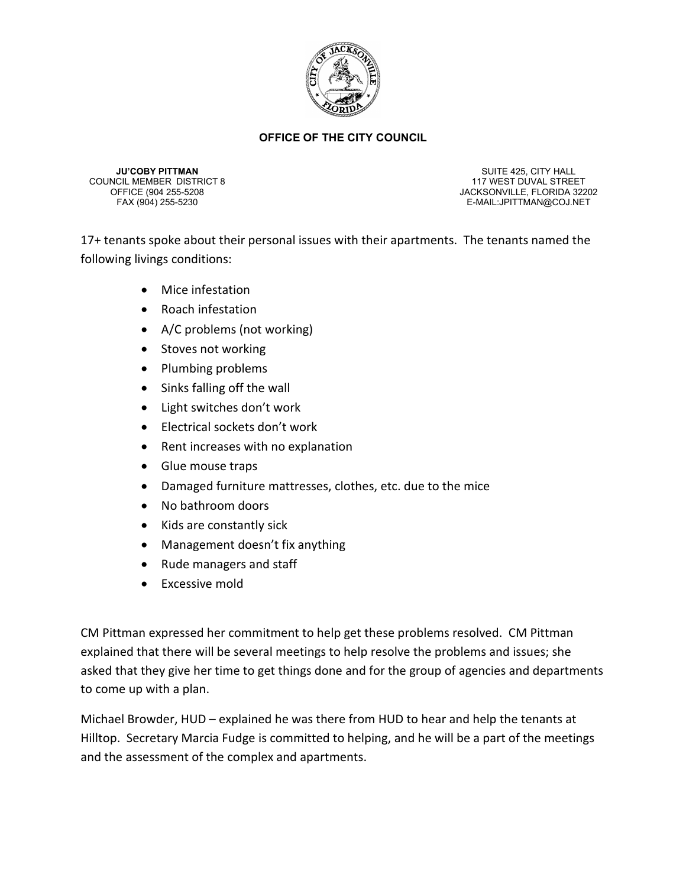**OFFICE OF THE CITY COUNCIL**

**JU'COBY PITTMAN**
COUNCIL MEMBER DISTRICT 8
OFFICE (904 255-5208
FAX (904) 255-5230

SUITE 425, CITY HALL
117 WEST DUVAL STREET
JACKSONVILLE, FLORIDA 32202
E-MAIL:JPITTMAN@COJ.NET

17+ tenants spoke about their personal issues with their apartments. The tenants named the following livings conditions:

- Mice infestation
- Roach infestation
- A/C problems (not working)
- Stoves not working
- Plumbing problems
- Sinks falling off the wall
- Light switches don't work
- Electrical sockets don't work
- Rent increases with no explanation
- Glue mouse traps
- Damaged furniture mattresses, clothes, etc. due to the mice
- No bathroom doors
- Kids are constantly sick
- Management doesn't fix anything
- Rude managers and staff
- Excessive mold

CM Pittman expressed her commitment to help get these problems resolved. CM Pittman explained that there will be several meetings to help resolve the problems and issues; she asked that they give her time to get things done and for the group of agencies and departments to come up with a plan.

Michael Browder, HUD – explained he was there from HUD to hear and help the tenants at Hilltop. Secretary Marcia Fudge is committed to helping, and he will be a part of the meetings and the assessment of the complex and apartments.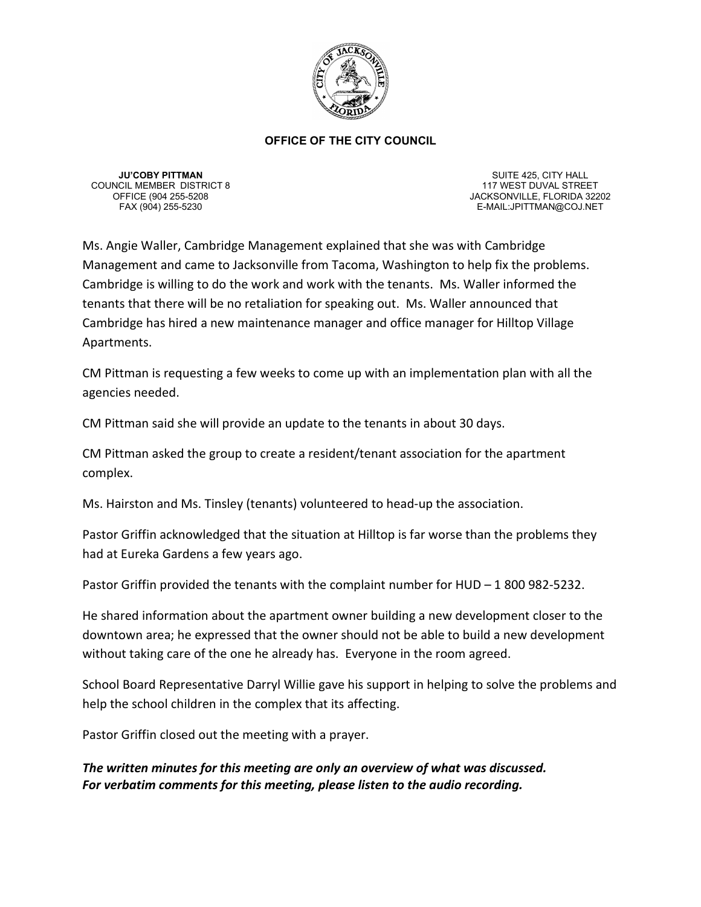**OFFICE OF THE CITY COUNCIL**

**JU'COBY PITTMAN**
COUNCIL MEMBER DISTRICT 8
OFFICE (904 255-5208
FAX (904) 255-5230

SUITE 425, CITY HALL
117 WEST DUVAL STREET
JACKSONVILLE, FLORIDA 32202
E-MAIL:JPITTMAN@COJ.NET

Ms. Angie Waller, Cambridge Management explained that she was with Cambridge Management and came to Jacksonville from Tacoma, Washington to help fix the problems. Cambridge is willing to do the work and work with the tenants. Ms. Waller informed the tenants that there will be no retaliation for speaking out. Ms. Waller announced that Cambridge has hired a new maintenance manager and office manager for Hilltop Village Apartments.

CM Pittman is requesting a few weeks to come up with an implementation plan with all the agencies needed.

CM Pittman said she will provide an update to the tenants in about 30 days.

CM Pittman asked the group to create a resident/tenant association for the apartment complex.

Ms. Hairston and Ms. Tinsley (tenants) volunteered to head-up the association.

Pastor Griffin acknowledged that the situation at Hilltop is far worse than the problems they had at Eureka Gardens a few years ago.

Pastor Griffin provided the tenants with the complaint number for HUD – 1 800 982-5232.

He shared information about the apartment owner building a new development closer to the downtown area; he expressed that the owner should not be able to build a new development without taking care of the one he already has. Everyone in the room agreed.

School Board Representative Darryl Willie gave his support in helping to solve the problems and help the school children in the complex that its affecting.

Pastor Griffin closed out the meeting with a prayer.

***The written minutes for this meeting are only an overview of what was discussed. For verbatim comments for this meeting, please listen to the audio recording.***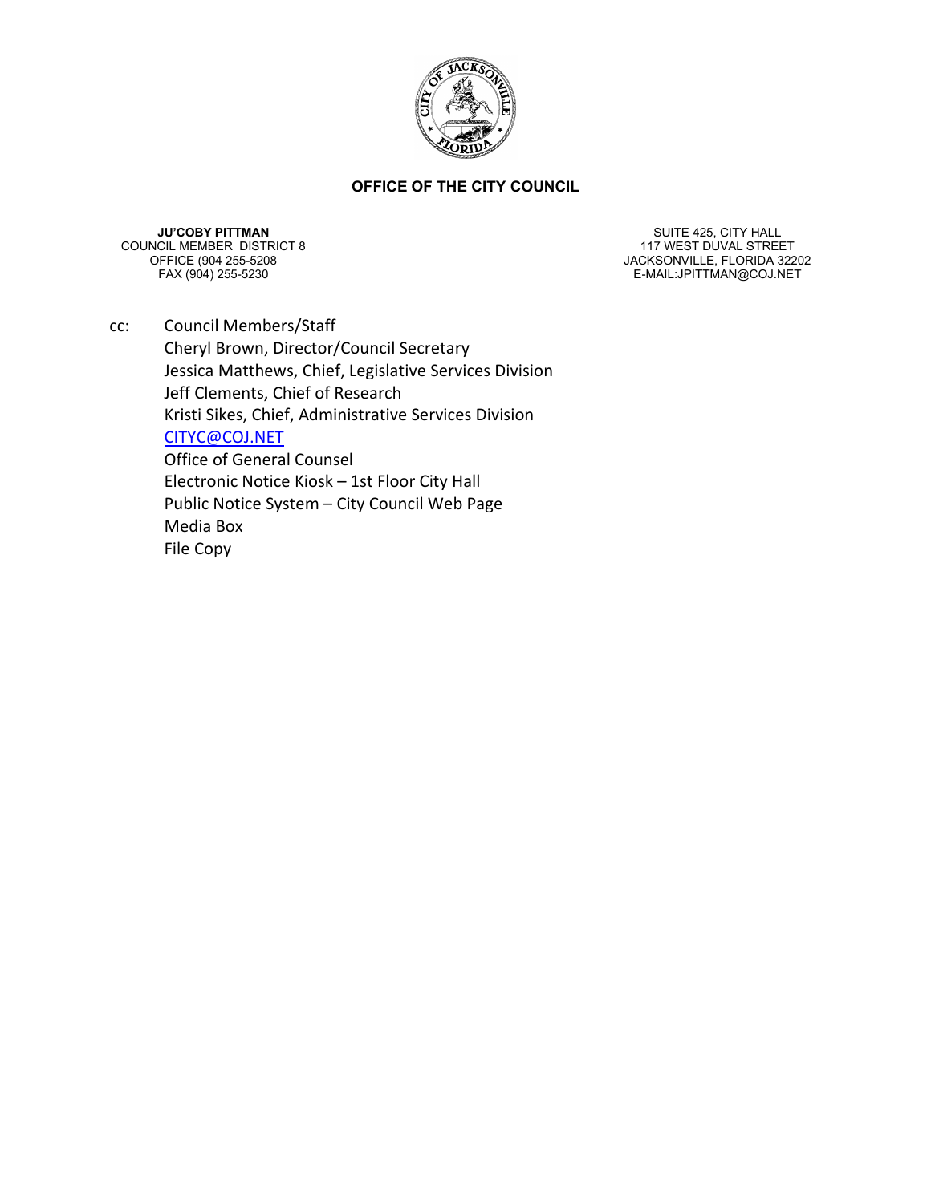**OFFICE OF THE CITY COUNCIL**

**JU'COBY PITTMAN**
COUNCIL MEMBER DISTRICT 8
OFFICE (904 255-5208
FAX (904) 255-5230

SUITE 425, CITY HALL
117 WEST DUVAL STREET
JACKSONVILLE, FLORIDA 32202
E-MAIL:JPITTMAN@COJ.NET

cc: Council Members/Staff
Cheryl Brown, Director/Council Secretary
Jessica Matthews, Chief, Legislative Services Division
Jeff Clements, Chief of Research
Kristi Sikes, Chief, Administrative Services Division
CITYC@COJ.NET
Office of General Counsel
Electronic Notice Kiosk – 1st Floor City Hall
Public Notice System – City Council Web Page
Media Box
File Copy